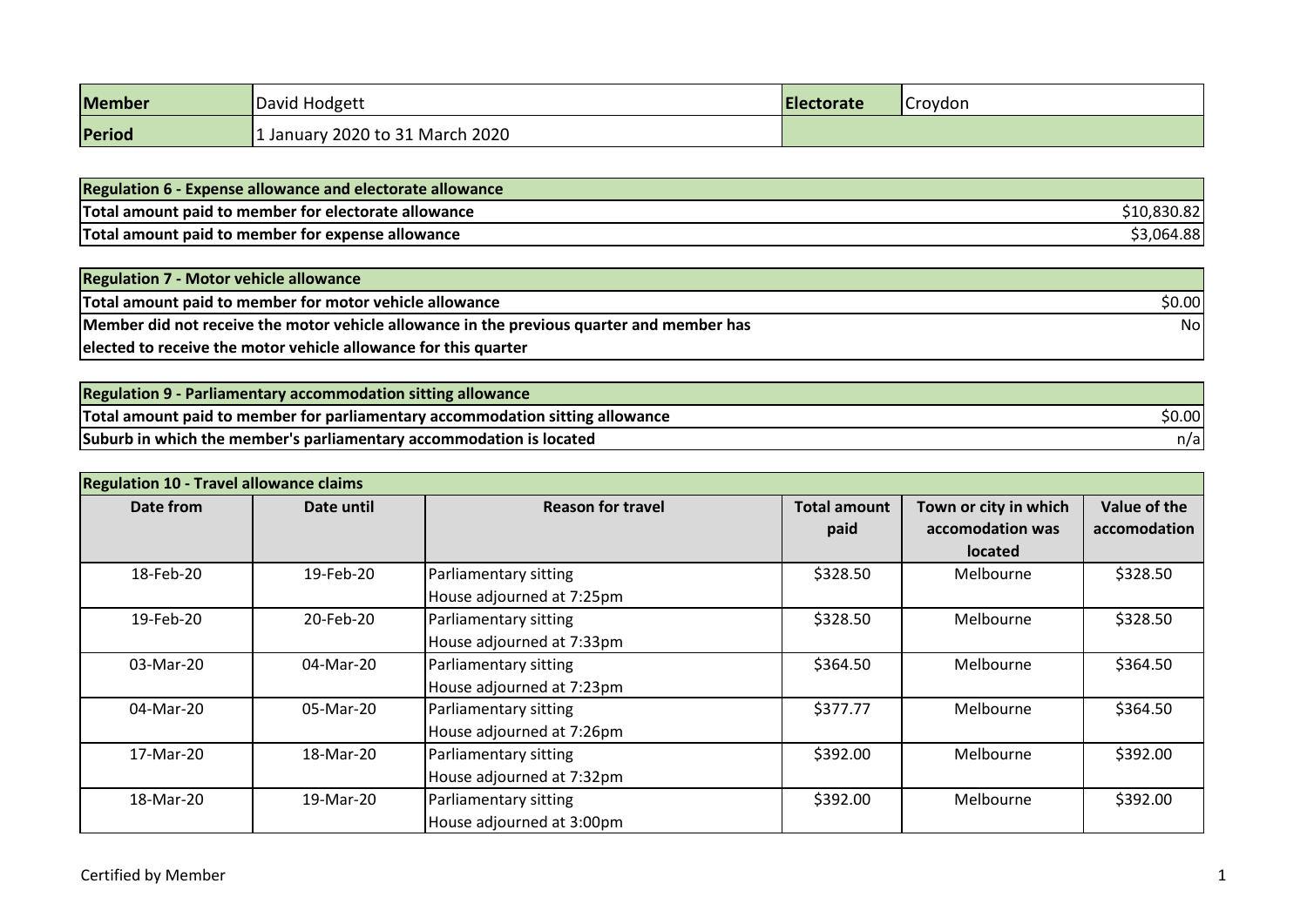| Member | David Hodgett | Electorate | Croydon |
|---|---|---|---|
| Period | 1 January 2020 to 31 March 2020 | | |

| Regulation 6 - Expense allowance and electorate allowance | |
|---|---|
| Total amount paid to member for electorate allowance | $10,830.82 |
| Total amount paid to member for expense allowance | $3,064.88 |

| Regulation 7 - Motor vehicle allowance | |
|---|---|
| Total amount paid to member for motor vehicle allowance | $0.00 |
| Member did not receive the motor vehicle allowance in the previous quarter and member has elected to receive the motor vehicle allowance for this quarter | No |

| Regulation 9 - Parliamentary accommodation sitting allowance | |
|---|---|
| Total amount paid to member for parliamentary accommodation sitting allowance | $0.00 |
| Suburb in which the member's parliamentary accommodation is located | n/a |

**Regulation 10 - Travel allowance claims**

| Date from | Date until | Reason for travel | Total amount paid | Town or city in which accomodation was located | Value of the accomodation |
|---|---|---|---|---|---|
| 18-Feb-20 | 19-Feb-20 | Parliamentary sitting<br>House adjourned at 7:25pm | $328.50 | Melbourne | $328.50 |
| 19-Feb-20 | 20-Feb-20 | Parliamentary sitting<br>House adjourned at 7:33pm | $328.50 | Melbourne | $328.50 |
| 03-Mar-20 | 04-Mar-20 | Parliamentary sitting<br>House adjourned at 7:23pm | $364.50 | Melbourne | $364.50 |
| 04-Mar-20 | 05-Mar-20 | Parliamentary sitting<br>House adjourned at 7:26pm | $377.77 | Melbourne | $364.50 |
| 17-Mar-20 | 18-Mar-20 | Parliamentary sitting<br>House adjourned at 7:32pm | $392.00 | Melbourne | $392.00 |
| 18-Mar-20 | 19-Mar-20 | Parliamentary sitting<br>House adjourned at 3:00pm | $392.00 | Melbourne | $392.00 |

Certified by Member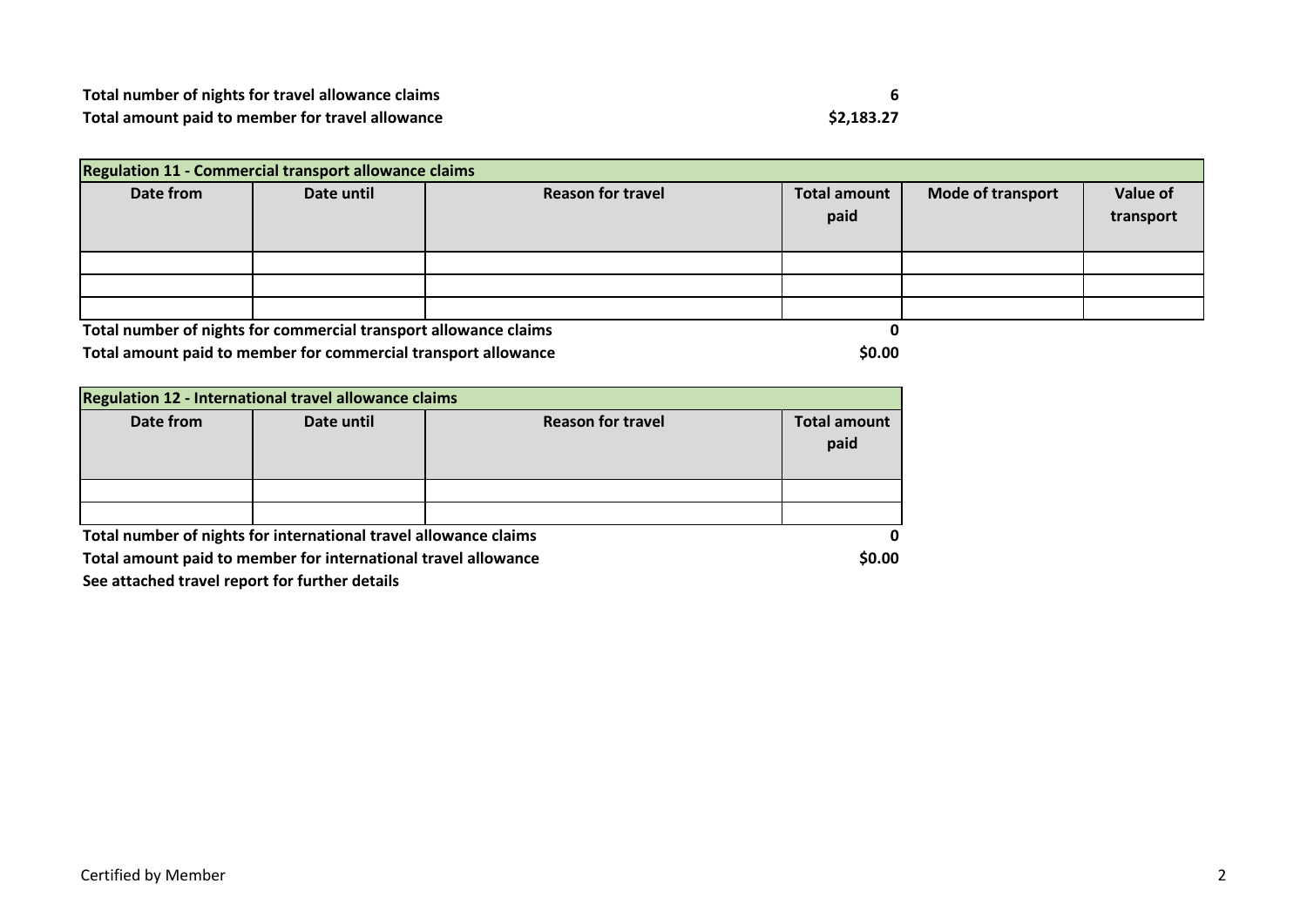**Total number of nights for travel allowance claims** **6**

**Total amount paid to member for travel allowance** **$2,183.27**

| Regulation 11 - Commercial transport allowance claims | | | | | |
|---|---|---|---|---|---|
| **Date from** | **Date until** | **Reason for travel** | **Total amount paid** | **Mode of transport** | **Value of transport** |
| | | | | | |
| | | | | | |
| | | | | | |

**Total number of nights for commercial transport allowance claims** **0**

**Total amount paid to member for commercial transport allowance** **$0.00**

| Regulation 12 - International travel allowance claims | | | |
|---|---|---|---|
| **Date from** | **Date until** | **Reason for travel** | **Total amount paid** |
| | | | |
| | | | |

**Total number of nights for international travel allowance claims** **0**

**Total amount paid to member for international travel allowance** **$0.00**

**See attached travel report for further details**

Certified by Member